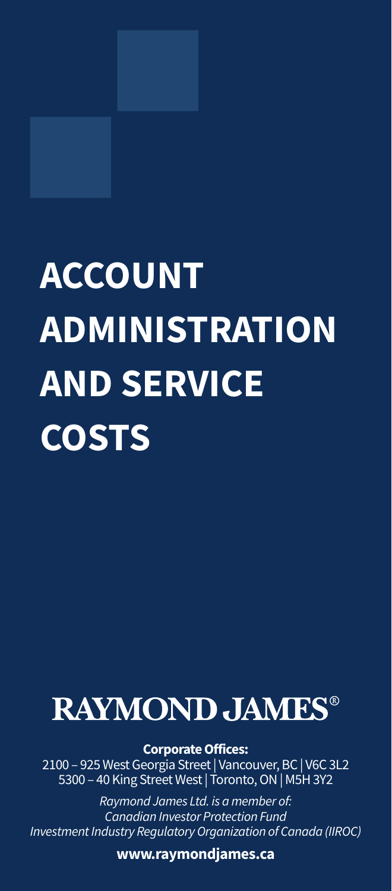# ACCOUNT ADMINISTRATION AND SERVICE COSTS

**RAYMOND JAMES®**

**Corporate Offices:**
2100 – 925 West Georgia Street | Vancouver, BC | V6C 3L2
5300 – 40 King Street West | Toronto, ON | M5H 3Y2

*Raymond James Ltd. is a member of:*
*Canadian Investor Protection Fund*
*Investment Industry Regulatory Organization of Canada (IIROC)*

**www.raymondjames.ca**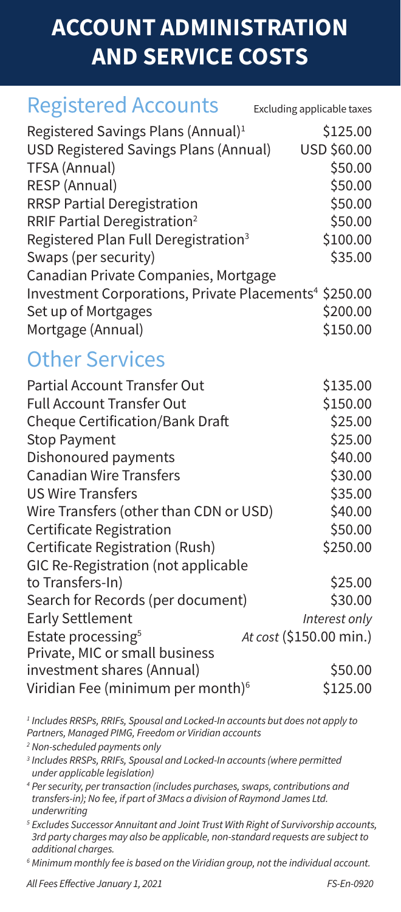# ACCOUNT ADMINISTRATION AND SERVICE COSTS

## Registered Accounts

Excluding applicable taxes

| | |
|---|---|
| Registered Savings Plans (Annual)[1] | $125.00 |
| USD Registered Savings Plans (Annual) | USD $60.00 |
| TFSA (Annual) | $50.00 |
| RESP (Annual) | $50.00 |
| RRSP Partial Deregistration | $50.00 |
| RRIF Partial Deregistration[2] | $50.00 |
| Registered Plan Full Deregistration[3] | $100.00 |
| Swaps (per security) | $35.00 |
| Canadian Private Companies, Mortgage Investment Corporations, Private Placements[4] | $250.00 |
| Set up of Mortgages | $200.00 |
| Mortgage (Annual) | $150.00 |

## Other Services

| | |
|---|---|
| Partial Account Transfer Out | $135.00 |
| Full Account Transfer Out | $150.00 |
| Cheque Certification/Bank Draft | $25.00 |
| Stop Payment | $25.00 |
| Dishonoured payments | $40.00 |
| Canadian Wire Transfers | $30.00 |
| US Wire Transfers | $35.00 |
| Wire Transfers (other than CDN or USD) | $40.00 |
| Certificate Registration | $50.00 |
| Certificate Registration (Rush) | $250.00 |
| GIC Re-Registration (not applicable to Transfers-In) | $25.00 |
| Search for Records (per document) | $30.00 |
| Early Settlement | *Interest only* |
| Estate processing[5] | *At cost* ($150.00 min.) |
| Private, MIC or small business investment shares (Annual) | $50.00 |
| Viridian Fee (minimum per month)[6] | $125.00 |

*[1] Includes RRSPs, RRIFs, Spousal and Locked-In accounts but does not apply to Partners, Managed PIMG, Freedom or Viridian accounts*

*[2] Non-scheduled payments only*

*[3] Includes RRSPs, RRIFs, Spousal and Locked-In accounts (where permitted under applicable legislation)*

*[4] Per security, per transaction (includes purchases, swaps, contributions and transfers-in); No fee, if part of 3Macs a division of Raymond James Ltd. underwriting*

*[5] Excludes Successor Annuitant and Joint Trust With Right of Survivorship accounts, 3rd party charges may also be applicable, non-standard requests are subject to additional charges.*

*[6] Minimum monthly fee is based on the Viridian group, not the individual account.*

*All Fees Effective January 1, 2021*

*FS-En-0920*